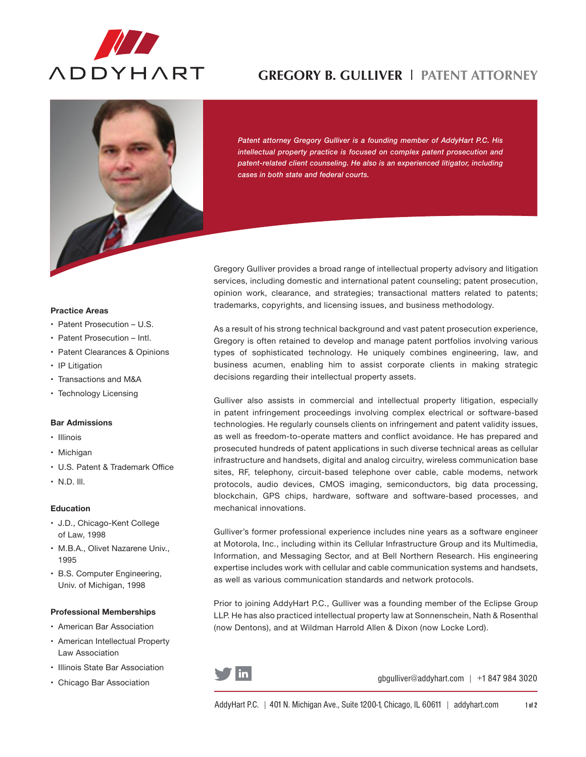ADDYHART

# GREGORY B. GULLIVER | PATENT ATTORNEY

*Patent attorney Gregory Gulliver is a founding member of AddyHart P.C. His intellectual property practice is focused on complex patent prosecution and patent-related client counseling. He also is an experienced litigator, including cases in both state and federal courts.*

Gregory Gulliver provides a broad range of intellectual property advisory and litigation services, including domestic and international patent counseling; patent prosecution, opinion work, clearance, and strategies; transactional matters related to patents; trademarks, copyrights, and licensing issues, and business methodology.

As a result of his strong technical background and vast patent prosecution experience, Gregory is often retained to develop and manage patent portfolios involving various types of sophisticated technology. He uniquely combines engineering, law, and business acumen, enabling him to assist corporate clients in making strategic decisions regarding their intellectual property assets.

Gulliver also assists in commercial and intellectual property litigation, especially in patent infringement proceedings involving complex electrical or software-based technologies. He regularly counsels clients on infringement and patent validity issues, as well as freedom-to-operate matters and conflict avoidance. He has prepared and prosecuted hundreds of patent applications in such diverse technical areas as cellular infrastructure and handsets, digital and analog circuitry, wireless communication base sites, RF, telephony, circuit-based telephone over cable, cable modems, network protocols, audio devices, CMOS imaging, semiconductors, big data processing, blockchain, GPS chips, hardware, software and software-based processes, and mechanical innovations.

Gulliver's former professional experience includes nine years as a software engineer at Motorola, Inc., including within its Cellular Infrastructure Group and its Multimedia, Information, and Messaging Sector, and at Bell Northern Research. His engineering expertise includes work with cellular and cable communication systems and handsets, as well as various communication standards and network protocols.

Prior to joining AddyHart P.C., Gulliver was a founding member of the Eclipse Group LLP. He has also practiced intellectual property law at Sonnenschein, Nath & Rosenthal (now Dentons), and at Wildman Harrold Allen & Dixon (now Locke Lord).

### Practice Areas

- Patent Prosecution – U.S.
- Patent Prosecution – Intl.
- Patent Clearances & Opinions
- IP Litigation
- Transactions and M&A
- Technology Licensing

### Bar Admissions

- Illinois
- Michigan
- U.S. Patent & Trademark Office
- N.D. Ill.

### Education

- J.D., Chicago-Kent College of Law, 1998
- M.B.A., Olivet Nazarene Univ., 1995
- B.S. Computer Engineering, Univ. of Michigan, 1998

### Professional Memberships

- American Bar Association
- American Intellectual Property Law Association
- Illinois State Bar Association
- Chicago Bar Association

gbgulliver@addyhart.com | +1 847 984 3020

AddyHart P.C. | 401 N. Michigan Ave., Suite 1200-1, Chicago, IL 60611 | addyhart.com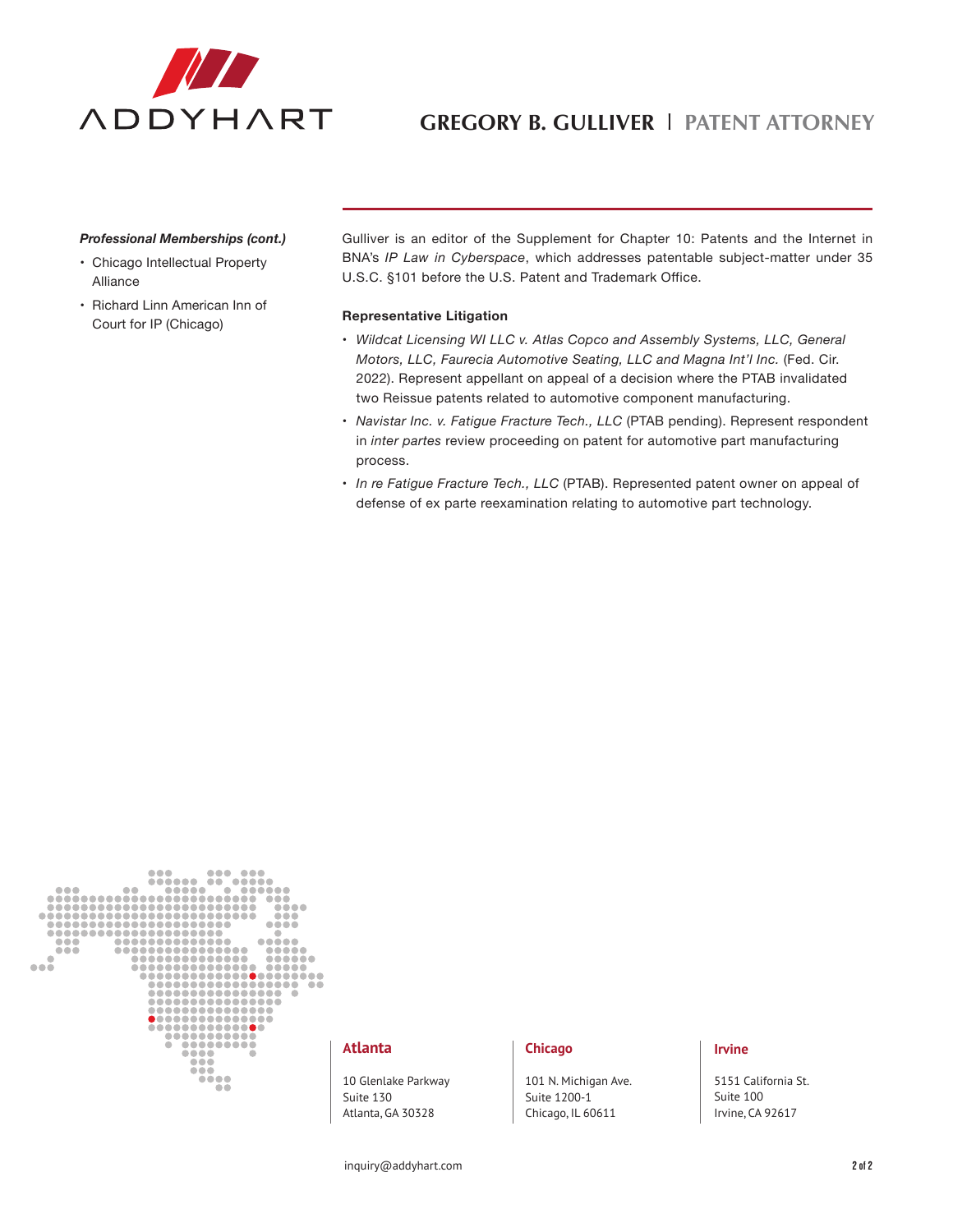**GREGORY B. GULLIVER | PATENT ATTORNEY**

***Professional Memberships (cont.)***

- Chicago Intellectual Property Alliance
- Richard Linn American Inn of Court for IP (Chicago)

Gulliver is an editor of the Supplement for Chapter 10: Patents and the Internet in BNA's *IP Law in Cyberspace*, which addresses patentable subject-matter under 35 U.S.C. §101 before the U.S. Patent and Trademark Office.

**Representative Litigation**

- *Wildcat Licensing WI LLC v. Atlas Copco and Assembly Systems, LLC, General Motors, LLC, Faurecia Automotive Seating, LLC and Magna Int'l Inc.* (Fed. Cir. 2022). Represent appellant on appeal of a decision where the PTAB invalidated two Reissue patents related to automotive component manufacturing.
- *Navistar Inc. v. Fatigue Fracture Tech., LLC* (PTAB pending). Represent respondent in *inter partes* review proceeding on patent for automotive part manufacturing process.
- *In re Fatigue Fracture Tech., LLC* (PTAB). Represented patent owner on appeal of defense of ex parte reexamination relating to automotive part technology.

**Atlanta**

10 Glenlake Parkway
Suite 130
Atlanta, GA 30328

**Chicago**

101 N. Michigan Ave.
Suite 1200-1
Chicago, IL 60611

**Irvine**

5151 California St.
Suite 100
Irvine, CA 92617

inquiry@addyhart.com